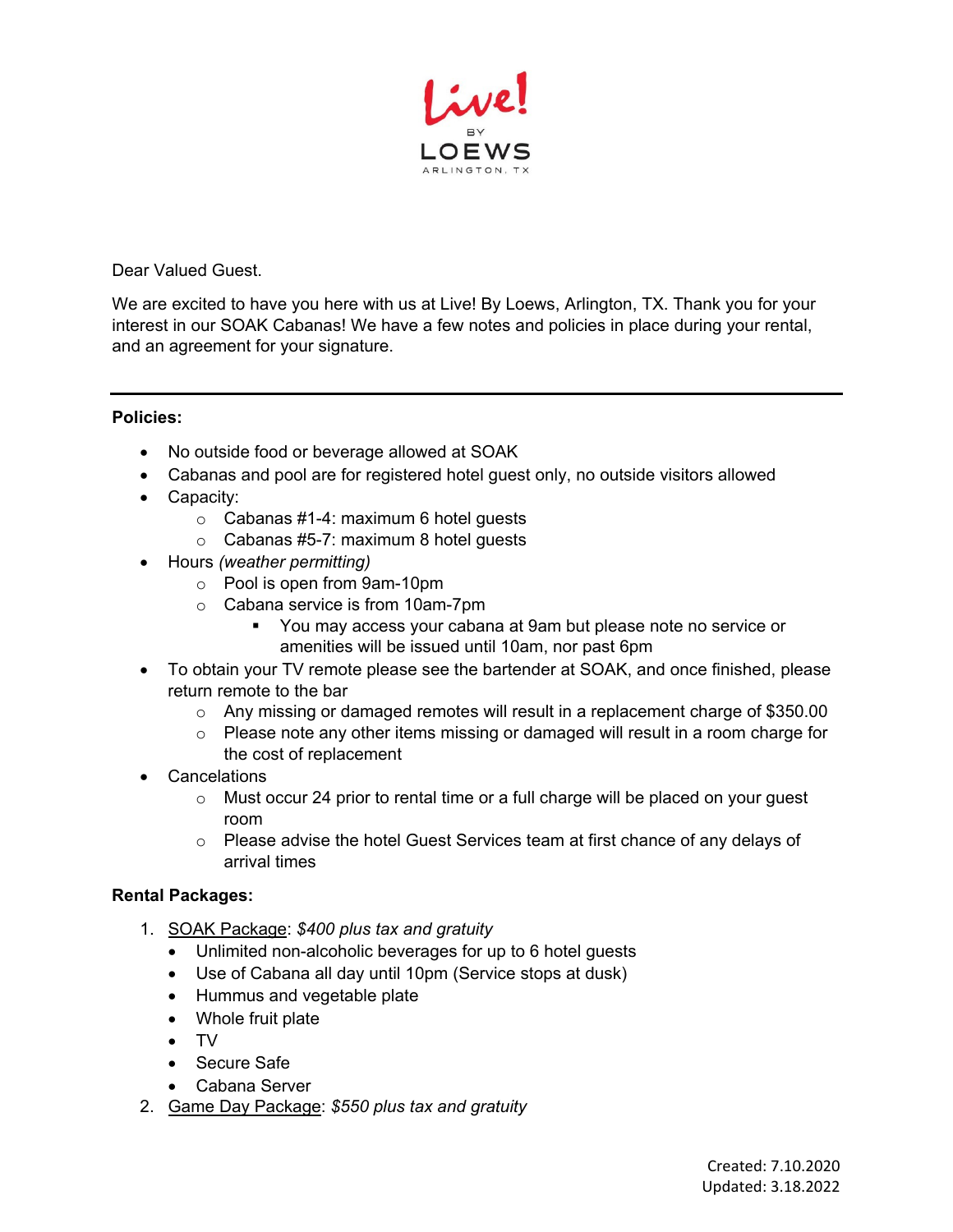Live! BY LOEWS ARLINGTON, TX

Dear Valued Guest.

We are excited to have you here with us at Live! By Loews, Arlington, TX. Thank you for your interest in our SOAK Cabanas! We have a few notes and policies in place during your rental, and an agreement for your signature.

---

**Policies:**

- No outside food or beverage allowed at SOAK
- Cabanas and pool are for registered hotel guest only, no outside visitors allowed
- Capacity:
  - Cabanas #1-4: maximum 6 hotel guests
  - Cabanas #5-7: maximum 8 hotel guests
- Hours *(weather permitting)*
  - Pool is open from 9am-10pm
  - Cabana service is from 10am-7pm
    - You may access your cabana at 9am but please note no service or amenities will be issued until 10am, nor past 6pm
- To obtain your TV remote please see the bartender at SOAK, and once finished, please return remote to the bar
  - Any missing or damaged remotes will result in a replacement charge of $350.00
  - Please note any other items missing or damaged will result in a room charge for the cost of replacement
- Cancelations
  - Must occur 24 prior to rental time or a full charge will be placed on your guest room
  - Please advise the hotel Guest Services team at first chance of any delays of arrival times

**Rental Packages:**

1. SOAK Package: *$400 plus tax and gratuity*
   - Unlimited non-alcoholic beverages for up to 6 hotel guests
   - Use of Cabana all day until 10pm (Service stops at dusk)
   - Hummus and vegetable plate
   - Whole fruit plate
   - TV
   - Secure Safe
   - Cabana Server
2. Game Day Package: *$550 plus tax and gratuity*

Created: 7.10.2020
Updated: 3.18.2022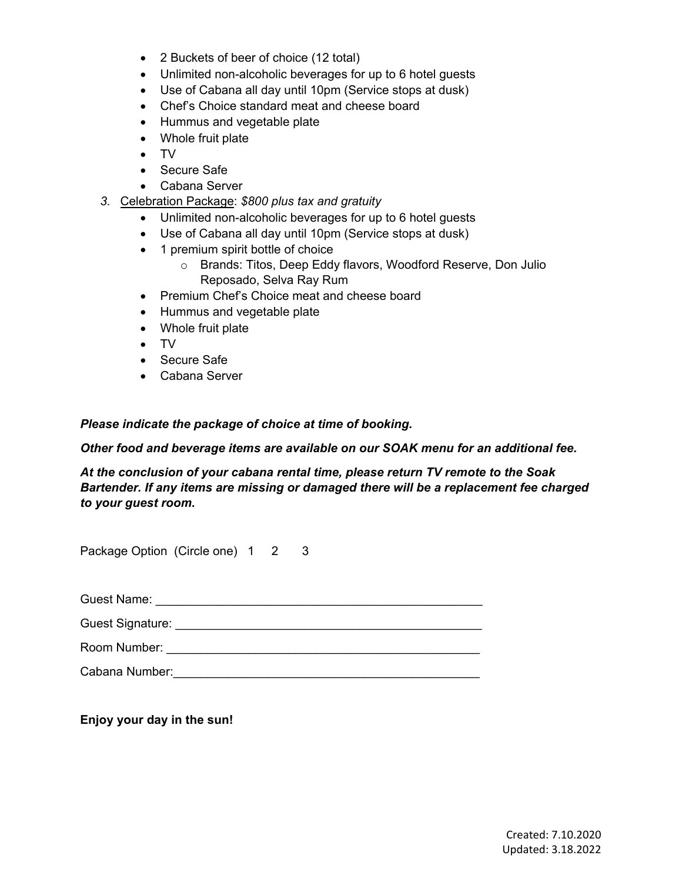- 2 Buckets of beer of choice (12 total)
- Unlimited non-alcoholic beverages for up to 6 hotel guests
- Use of Cabana all day until 10pm (Service stops at dusk)
- Chef's Choice standard meat and cheese board
- Hummus and vegetable plate
- Whole fruit plate
- TV
- Secure Safe
- Cabana Server

3. Celebration Package: *$800 plus tax and gratuity*
   - Unlimited non-alcoholic beverages for up to 6 hotel guests
   - Use of Cabana all day until 10pm (Service stops at dusk)
   - 1 premium spirit bottle of choice
     - Brands: Titos, Deep Eddy flavors, Woodford Reserve, Don Julio Reposado, Selva Ray Rum
   - Premium Chef's Choice meat and cheese board
   - Hummus and vegetable plate
   - Whole fruit plate
   - TV
   - Secure Safe
   - Cabana Server

***Please indicate the package of choice at time of booking.***

***Other food and beverage items are available on our SOAK menu for an additional fee.***

***At the conclusion of your cabana rental time, please return TV remote to the Soak Bartender. If any items are missing or damaged there will be a replacement fee charged to your guest room.***

Package Option (Circle one) 1 2 3

Guest Name: ________________________________________________

Guest Signature: _____________________________________________

Room Number: ______________________________________________

Cabana Number:_____________________________________________

**Enjoy your day in the sun!**

Created: 7.10.2020
Updated: 3.18.2022